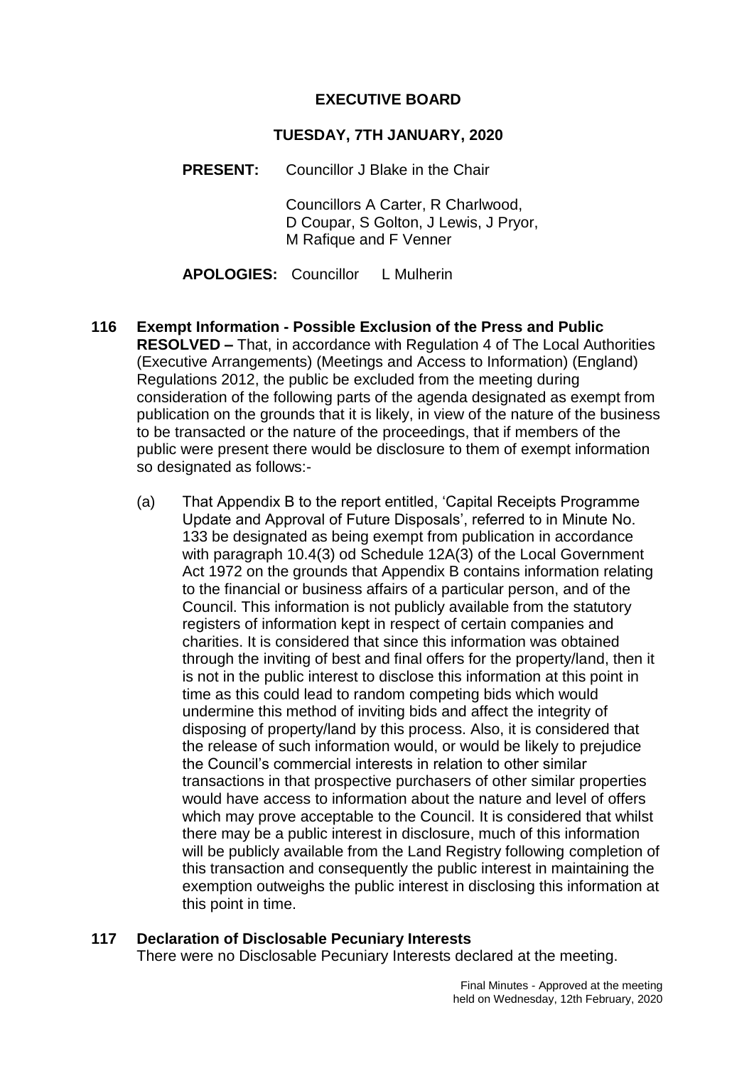# EXECUTIVE BOARD

## TUESDAY, 7TH JANUARY, 2020

**PRESENT:** Councillor J Blake in the Chair

Councillors A Carter, R Charlwood, D Coupar, S Golton, J Lewis, J Pryor, M Rafique and F Venner

**APOLOGIES:** Councillor L Mulherin

### 116 Exempt Information - Possible Exclusion of the Press and Public

**RESOLVED –** That, in accordance with Regulation 4 of The Local Authorities (Executive Arrangements) (Meetings and Access to Information) (England) Regulations 2012, the public be excluded from the meeting during consideration of the following parts of the agenda designated as exempt from publication on the grounds that it is likely, in view of the nature of the business to be transacted or the nature of the proceedings, that if members of the public were present there would be disclosure to them of exempt information so designated as follows:-

(a) That Appendix B to the report entitled, 'Capital Receipts Programme Update and Approval of Future Disposals', referred to in Minute No. 133 be designated as being exempt from publication in accordance with paragraph 10.4(3) od Schedule 12A(3) of the Local Government Act 1972 on the grounds that Appendix B contains information relating to the financial or business affairs of a particular person, and of the Council. This information is not publicly available from the statutory registers of information kept in respect of certain companies and charities. It is considered that since this information was obtained through the inviting of best and final offers for the property/land, then it is not in the public interest to disclose this information at this point in time as this could lead to random competing bids which would undermine this method of inviting bids and affect the integrity of disposing of property/land by this process. Also, it is considered that the release of such information would, or would be likely to prejudice the Council's commercial interests in relation to other similar transactions in that prospective purchasers of other similar properties would have access to information about the nature and level of offers which may prove acceptable to the Council. It is considered that whilst there may be a public interest in disclosure, much of this information will be publicly available from the Land Registry following completion of this transaction and consequently the public interest in maintaining the exemption outweighs the public interest in disclosing this information at this point in time.

### 117 Declaration of Disclosable Pecuniary Interests

There were no Disclosable Pecuniary Interests declared at the meeting.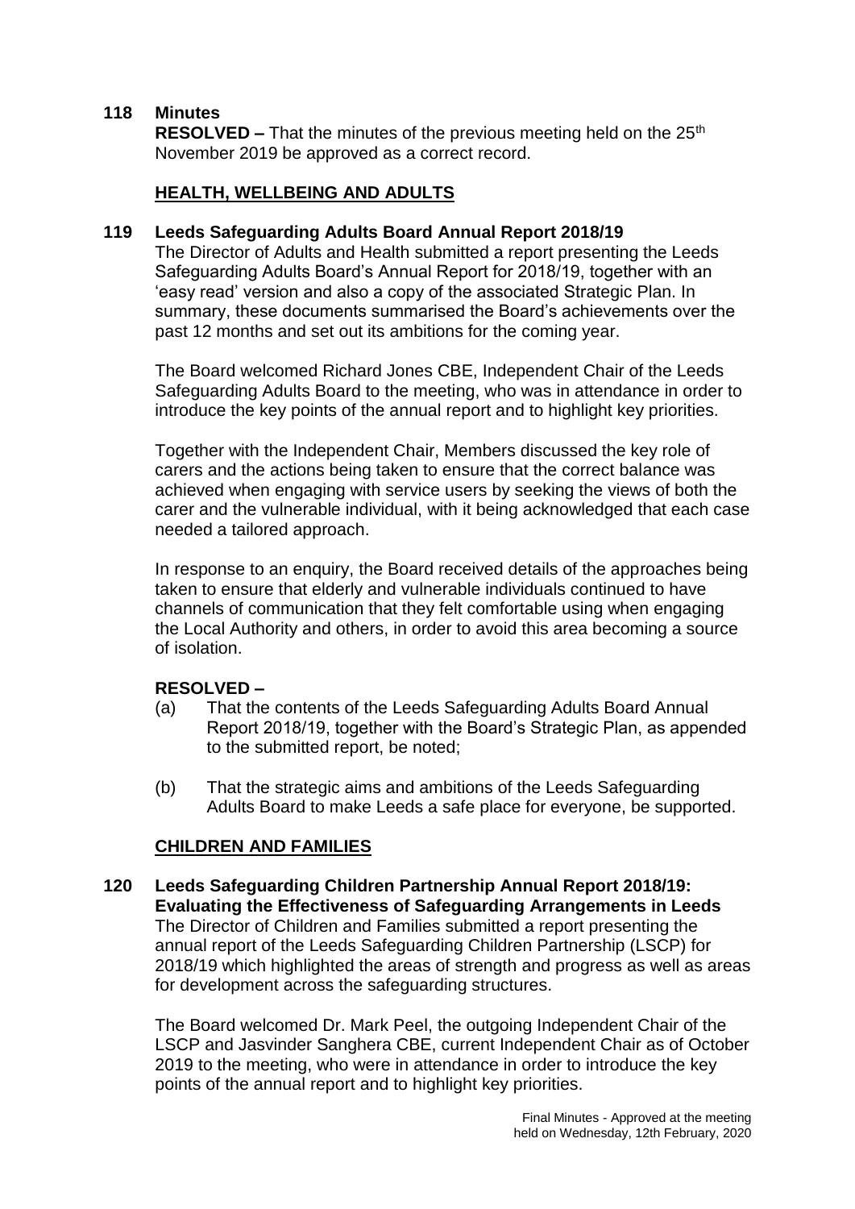**118 Minutes**

**RESOLVED –** That the minutes of the previous meeting held on the 25th November 2019 be approved as a correct record.

## HEALTH, WELLBEING AND ADULTS

**119 Leeds Safeguarding Adults Board Annual Report 2018/19**

The Director of Adults and Health submitted a report presenting the Leeds Safeguarding Adults Board's Annual Report for 2018/19, together with an 'easy read' version and also a copy of the associated Strategic Plan. In summary, these documents summarised the Board's achievements over the past 12 months and set out its ambitions for the coming year.

The Board welcomed Richard Jones CBE, Independent Chair of the Leeds Safeguarding Adults Board to the meeting, who was in attendance in order to introduce the key points of the annual report and to highlight key priorities.

Together with the Independent Chair, Members discussed the key role of carers and the actions being taken to ensure that the correct balance was achieved when engaging with service users by seeking the views of both the carer and the vulnerable individual, with it being acknowledged that each case needed a tailored approach.

In response to an enquiry, the Board received details of the approaches being taken to ensure that elderly and vulnerable individuals continued to have channels of communication that they felt comfortable using when engaging the Local Authority and others, in order to avoid this area becoming a source of isolation.

**RESOLVED –**

(a) That the contents of the Leeds Safeguarding Adults Board Annual Report 2018/19, together with the Board's Strategic Plan, as appended to the submitted report, be noted;

(b) That the strategic aims and ambitions of the Leeds Safeguarding Adults Board to make Leeds a safe place for everyone, be supported.

## CHILDREN AND FAMILIES

**120 Leeds Safeguarding Children Partnership Annual Report 2018/19: Evaluating the Effectiveness of Safeguarding Arrangements in Leeds**

The Director of Children and Families submitted a report presenting the annual report of the Leeds Safeguarding Children Partnership (LSCP) for 2018/19 which highlighted the areas of strength and progress as well as areas for development across the safeguarding structures.

The Board welcomed Dr. Mark Peel, the outgoing Independent Chair of the LSCP and Jasvinder Sanghera CBE, current Independent Chair as of October 2019 to the meeting, who were in attendance in order to introduce the key points of the annual report and to highlight key priorities.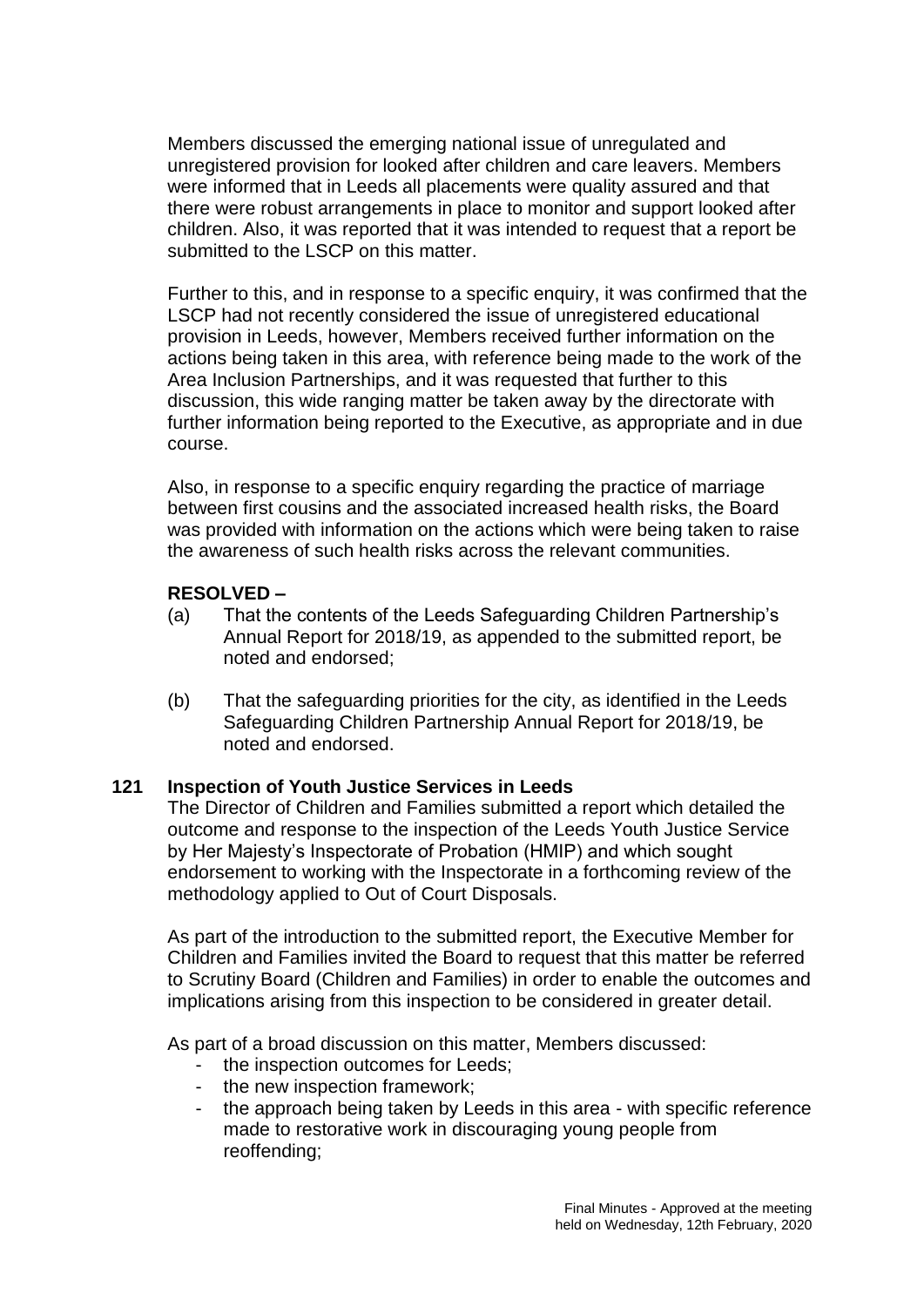Members discussed the emerging national issue of unregulated and unregistered provision for looked after children and care leavers. Members were informed that in Leeds all placements were quality assured and that there were robust arrangements in place to monitor and support looked after children. Also, it was reported that it was intended to request that a report be submitted to the LSCP on this matter.

Further to this, and in response to a specific enquiry, it was confirmed that the LSCP had not recently considered the issue of unregistered educational provision in Leeds, however, Members received further information on the actions being taken in this area, with reference being made to the work of the Area Inclusion Partnerships, and it was requested that further to this discussion, this wide ranging matter be taken away by the directorate with further information being reported to the Executive, as appropriate and in due course.

Also, in response to a specific enquiry regarding the practice of marriage between first cousins and the associated increased health risks, the Board was provided with information on the actions which were being taken to raise the awareness of such health risks across the relevant communities.

**RESOLVED –**

(a) That the contents of the Leeds Safeguarding Children Partnership's Annual Report for 2018/19, as appended to the submitted report, be noted and endorsed;

(b) That the safeguarding priorities for the city, as identified in the Leeds Safeguarding Children Partnership Annual Report for 2018/19, be noted and endorsed.

### 121 Inspection of Youth Justice Services in Leeds

The Director of Children and Families submitted a report which detailed the outcome and response to the inspection of the Leeds Youth Justice Service by Her Majesty's Inspectorate of Probation (HMIP) and which sought endorsement to working with the Inspectorate in a forthcoming review of the methodology applied to Out of Court Disposals.

As part of the introduction to the submitted report, the Executive Member for Children and Families invited the Board to request that this matter be referred to Scrutiny Board (Children and Families) in order to enable the outcomes and implications arising from this inspection to be considered in greater detail.

As part of a broad discussion on this matter, Members discussed:

- the inspection outcomes for Leeds;
- the new inspection framework;
- the approach being taken by Leeds in this area - with specific reference made to restorative work in discouraging young people from reoffending;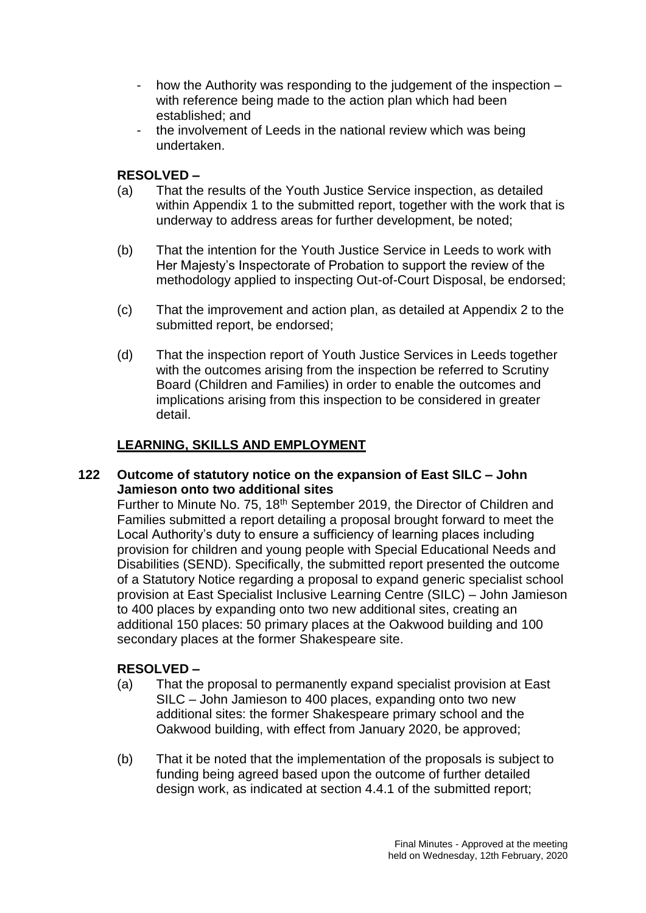- how the Authority was responding to the judgement of the inspection – with reference being made to the action plan which had been established; and
- the involvement of Leeds in the national review which was being undertaken.

**RESOLVED –**

(a) That the results of the Youth Justice Service inspection, as detailed within Appendix 1 to the submitted report, together with the work that is underway to address areas for further development, be noted;

(b) That the intention for the Youth Justice Service in Leeds to work with Her Majesty's Inspectorate of Probation to support the review of the methodology applied to inspecting Out-of-Court Disposal, be endorsed;

(c) That the improvement and action plan, as detailed at Appendix 2 to the submitted report, be endorsed;

(d) That the inspection report of Youth Justice Services in Leeds together with the outcomes arising from the inspection be referred to Scrutiny Board (Children and Families) in order to enable the outcomes and implications arising from this inspection to be considered in greater detail.

## LEARNING, SKILLS AND EMPLOYMENT

### 122 Outcome of statutory notice on the expansion of East SILC – John Jamieson onto two additional sites

Further to Minute No. 75, 18th September 2019, the Director of Children and Families submitted a report detailing a proposal brought forward to meet the Local Authority's duty to ensure a sufficiency of learning places including provision for children and young people with Special Educational Needs and Disabilities (SEND). Specifically, the submitted report presented the outcome of a Statutory Notice regarding a proposal to expand generic specialist school provision at East Specialist Inclusive Learning Centre (SILC) – John Jamieson to 400 places by expanding onto two new additional sites, creating an additional 150 places: 50 primary places at the Oakwood building and 100 secondary places at the former Shakespeare site.

**RESOLVED –**

(a) That the proposal to permanently expand specialist provision at East SILC – John Jamieson to 400 places, expanding onto two new additional sites: the former Shakespeare primary school and the Oakwood building, with effect from January 2020, be approved;

(b) That it be noted that the implementation of the proposals is subject to funding being agreed based upon the outcome of further detailed design work, as indicated at section 4.4.1 of the submitted report;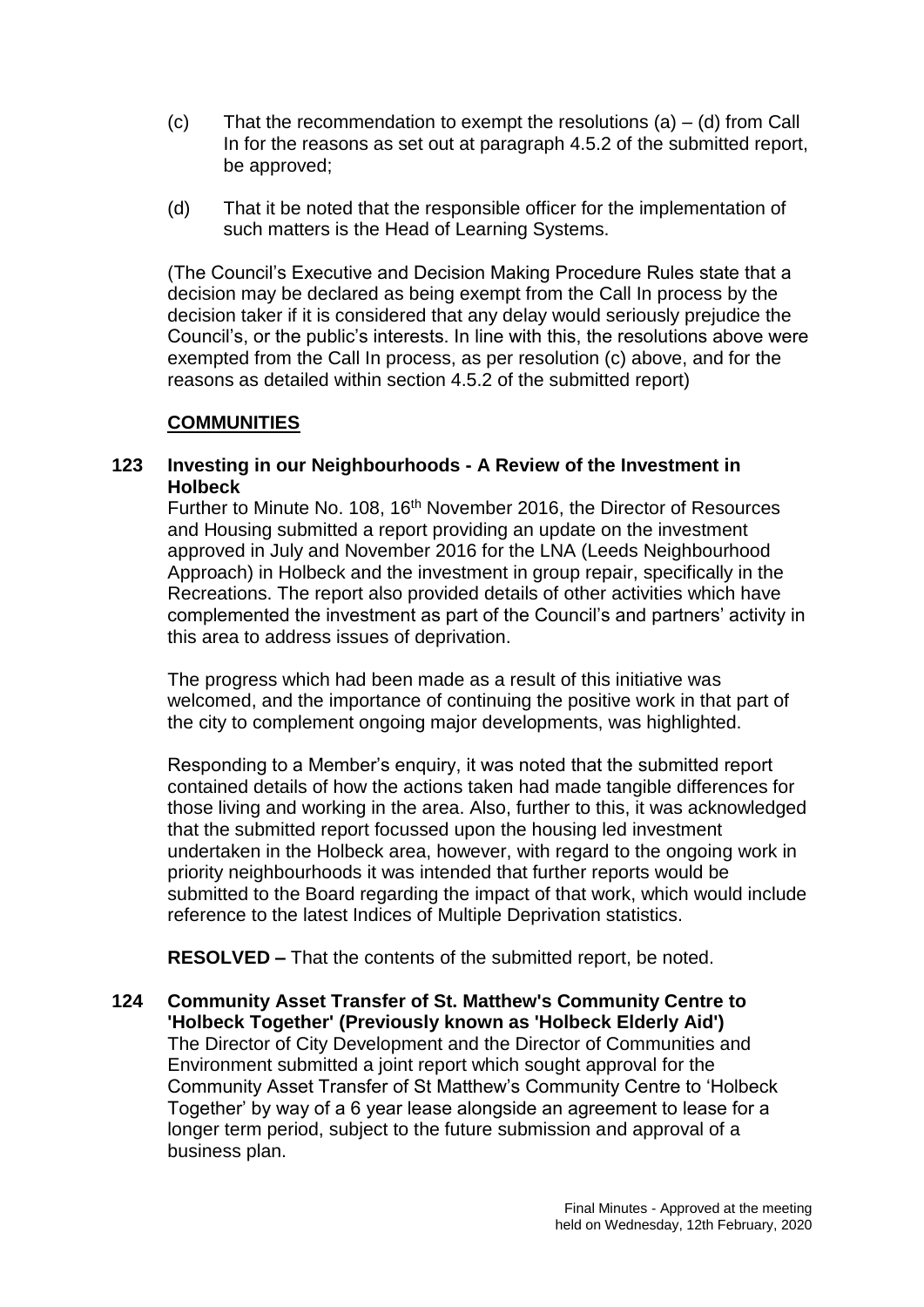(c) That the recommendation to exempt the resolutions (a) – (d) from Call In for the reasons as set out at paragraph 4.5.2 of the submitted report, be approved;

(d) That it be noted that the responsible officer for the implementation of such matters is the Head of Learning Systems.

(The Council's Executive and Decision Making Procedure Rules state that a decision may be declared as being exempt from the Call In process by the decision taker if it is considered that any delay would seriously prejudice the Council's, or the public's interests. In line with this, the resolutions above were exempted from the Call In process, as per resolution (c) above, and for the reasons as detailed within section 4.5.2 of the submitted report)

**COMMUNITIES**

**123 Investing in our Neighbourhoods - A Review of the Investment in Holbeck**

Further to Minute No. 108, 16th November 2016, the Director of Resources and Housing submitted a report providing an update on the investment approved in July and November 2016 for the LNA (Leeds Neighbourhood Approach) in Holbeck and the investment in group repair, specifically in the Recreations. The report also provided details of other activities which have complemented the investment as part of the Council's and partners' activity in this area to address issues of deprivation.

The progress which had been made as a result of this initiative was welcomed, and the importance of continuing the positive work in that part of the city to complement ongoing major developments, was highlighted.

Responding to a Member's enquiry, it was noted that the submitted report contained details of how the actions taken had made tangible differences for those living and working in the area. Also, further to this, it was acknowledged that the submitted report focussed upon the housing led investment undertaken in the Holbeck area, however, with regard to the ongoing work in priority neighbourhoods it was intended that further reports would be submitted to the Board regarding the impact of that work, which would include reference to the latest Indices of Multiple Deprivation statistics.

**RESOLVED –** That the contents of the submitted report, be noted.

**124 Community Asset Transfer of St. Matthew's Community Centre to 'Holbeck Together' (Previously known as 'Holbeck Elderly Aid')**

The Director of City Development and the Director of Communities and Environment submitted a joint report which sought approval for the Community Asset Transfer of St Matthew's Community Centre to 'Holbeck Together' by way of a 6 year lease alongside an agreement to lease for a longer term period, subject to the future submission and approval of a business plan.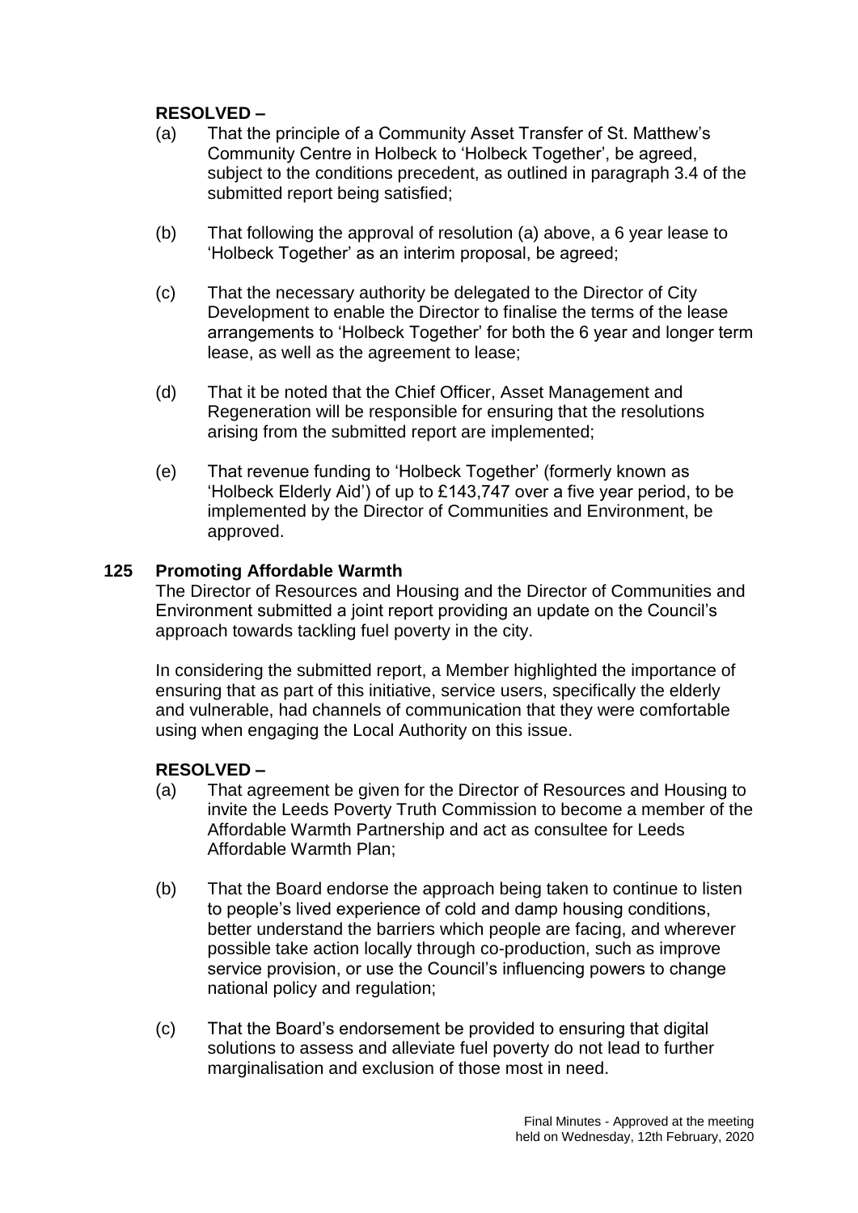**RESOLVED –**

(a) That the principle of a Community Asset Transfer of St. Matthew's Community Centre in Holbeck to 'Holbeck Together', be agreed, subject to the conditions precedent, as outlined in paragraph 3.4 of the submitted report being satisfied;

(b) That following the approval of resolution (a) above, a 6 year lease to 'Holbeck Together' as an interim proposal, be agreed;

(c) That the necessary authority be delegated to the Director of City Development to enable the Director to finalise the terms of the lease arrangements to 'Holbeck Together' for both the 6 year and longer term lease, as well as the agreement to lease;

(d) That it be noted that the Chief Officer, Asset Management and Regeneration will be responsible for ensuring that the resolutions arising from the submitted report are implemented;

(e) That revenue funding to 'Holbeck Together' (formerly known as 'Holbeck Elderly Aid') of up to £143,747 over a five year period, to be implemented by the Director of Communities and Environment, be approved.

## 125 Promoting Affordable Warmth

The Director of Resources and Housing and the Director of Communities and Environment submitted a joint report providing an update on the Council's approach towards tackling fuel poverty in the city.

In considering the submitted report, a Member highlighted the importance of ensuring that as part of this initiative, service users, specifically the elderly and vulnerable, had channels of communication that they were comfortable using when engaging the Local Authority on this issue.

**RESOLVED –**

(a) That agreement be given for the Director of Resources and Housing to invite the Leeds Poverty Truth Commission to become a member of the Affordable Warmth Partnership and act as consultee for Leeds Affordable Warmth Plan;

(b) That the Board endorse the approach being taken to continue to listen to people's lived experience of cold and damp housing conditions, better understand the barriers which people are facing, and wherever possible take action locally through co-production, such as improve service provision, or use the Council's influencing powers to change national policy and regulation;

(c) That the Board's endorsement be provided to ensuring that digital solutions to assess and alleviate fuel poverty do not lead to further marginalisation and exclusion of those most in need.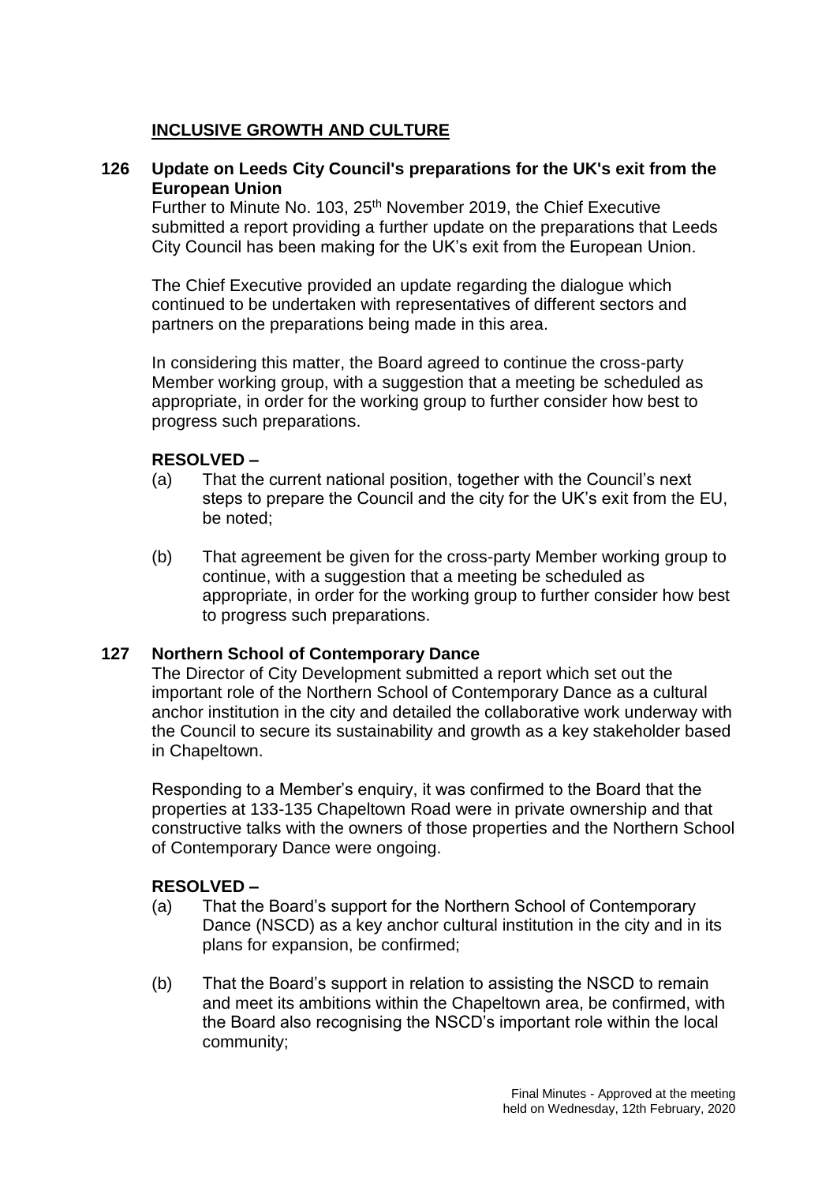## INCLUSIVE GROWTH AND CULTURE

### 126 Update on Leeds City Council's preparations for the UK's exit from the European Union

Further to Minute No. 103, 25th November 2019, the Chief Executive submitted a report providing a further update on the preparations that Leeds City Council has been making for the UK's exit from the European Union.

The Chief Executive provided an update regarding the dialogue which continued to be undertaken with representatives of different sectors and partners on the preparations being made in this area.

In considering this matter, the Board agreed to continue the cross-party Member working group, with a suggestion that a meeting be scheduled as appropriate, in order for the working group to further consider how best to progress such preparations.

**RESOLVED –**

(a) That the current national position, together with the Council's next steps to prepare the Council and the city for the UK's exit from the EU, be noted;

(b) That agreement be given for the cross-party Member working group to continue, with a suggestion that a meeting be scheduled as appropriate, in order for the working group to further consider how best to progress such preparations.

### 127 Northern School of Contemporary Dance

The Director of City Development submitted a report which set out the important role of the Northern School of Contemporary Dance as a cultural anchor institution in the city and detailed the collaborative work underway with the Council to secure its sustainability and growth as a key stakeholder based in Chapeltown.

Responding to a Member's enquiry, it was confirmed to the Board that the properties at 133-135 Chapeltown Road were in private ownership and that constructive talks with the owners of those properties and the Northern School of Contemporary Dance were ongoing.

**RESOLVED –**

(a) That the Board's support for the Northern School of Contemporary Dance (NSCD) as a key anchor cultural institution in the city and in its plans for expansion, be confirmed;

(b) That the Board's support in relation to assisting the NSCD to remain and meet its ambitions within the Chapeltown area, be confirmed, with the Board also recognising the NSCD's important role within the local community;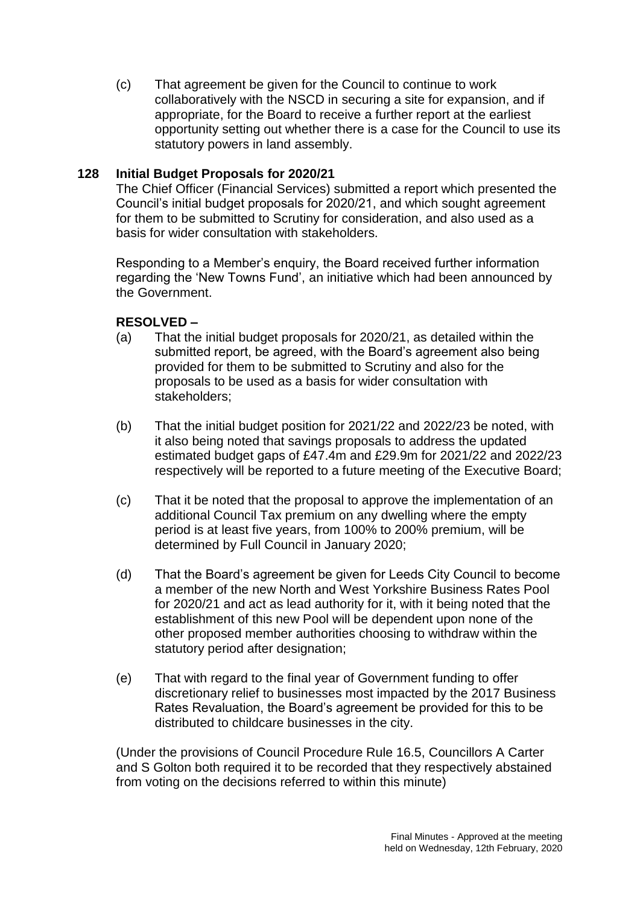(c) That agreement be given for the Council to continue to work collaboratively with the NSCD in securing a site for expansion, and if appropriate, for the Board to receive a further report at the earliest opportunity setting out whether there is a case for the Council to use its statutory powers in land assembly.

## 128 Initial Budget Proposals for 2020/21

The Chief Officer (Financial Services) submitted a report which presented the Council's initial budget proposals for 2020/21, and which sought agreement for them to be submitted to Scrutiny for consideration, and also used as a basis for wider consultation with stakeholders.

Responding to a Member's enquiry, the Board received further information regarding the 'New Towns Fund', an initiative which had been announced by the Government.

**RESOLVED –**

(a) That the initial budget proposals for 2020/21, as detailed within the submitted report, be agreed, with the Board's agreement also being provided for them to be submitted to Scrutiny and also for the proposals to be used as a basis for wider consultation with stakeholders;

(b) That the initial budget position for 2021/22 and 2022/23 be noted, with it also being noted that savings proposals to address the updated estimated budget gaps of £47.4m and £29.9m for 2021/22 and 2022/23 respectively will be reported to a future meeting of the Executive Board;

(c) That it be noted that the proposal to approve the implementation of an additional Council Tax premium on any dwelling where the empty period is at least five years, from 100% to 200% premium, will be determined by Full Council in January 2020;

(d) That the Board's agreement be given for Leeds City Council to become a member of the new North and West Yorkshire Business Rates Pool for 2020/21 and act as lead authority for it, with it being noted that the establishment of this new Pool will be dependent upon none of the other proposed member authorities choosing to withdraw within the statutory period after designation;

(e) That with regard to the final year of Government funding to offer discretionary relief to businesses most impacted by the 2017 Business Rates Revaluation, the Board's agreement be provided for this to be distributed to childcare businesses in the city.

(Under the provisions of Council Procedure Rule 16.5, Councillors A Carter and S Golton both required it to be recorded that they respectively abstained from voting on the decisions referred to within this minute)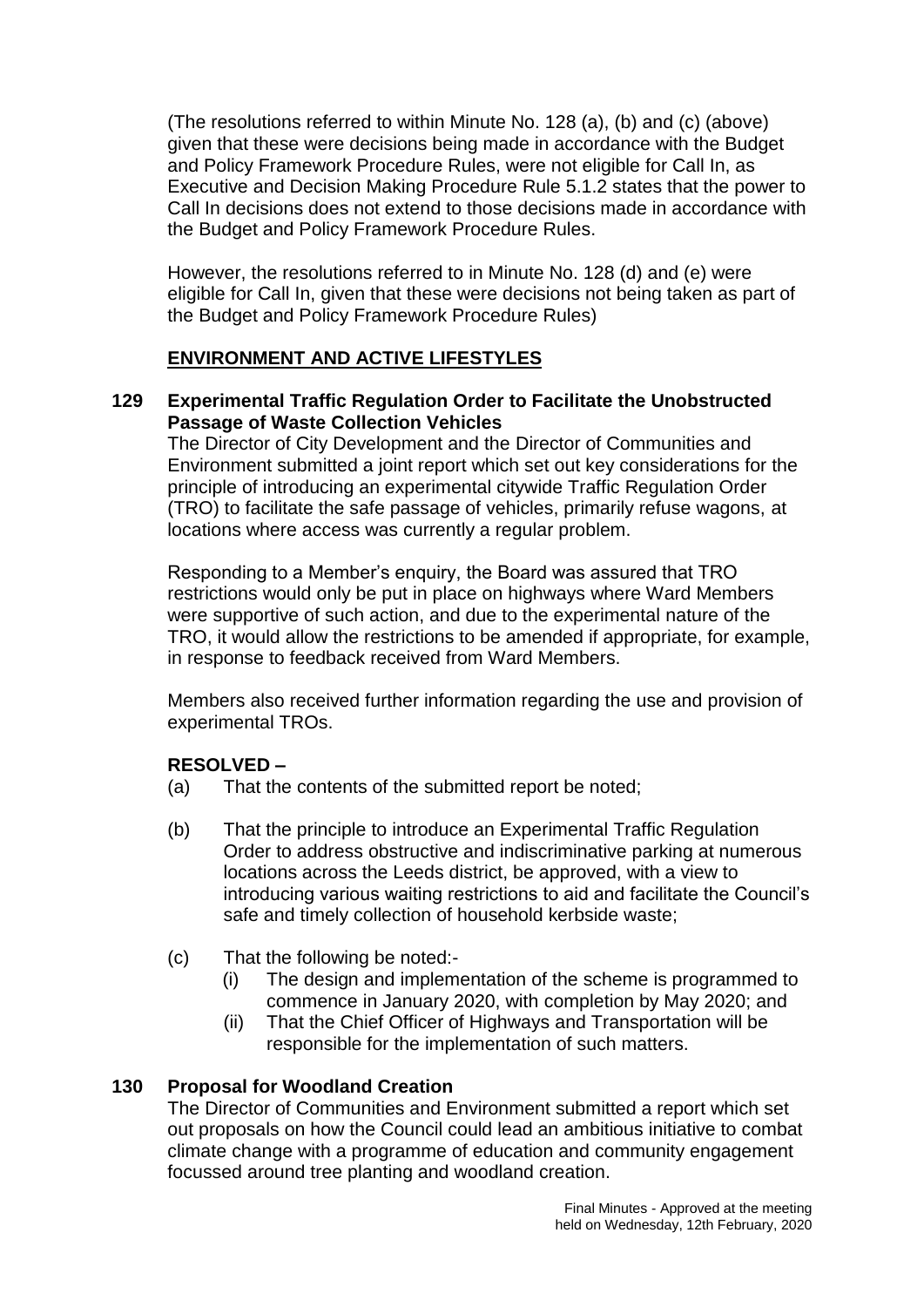(The resolutions referred to within Minute No. 128 (a), (b) and (c) (above) given that these were decisions being made in accordance with the Budget and Policy Framework Procedure Rules, were not eligible for Call In, as Executive and Decision Making Procedure Rule 5.1.2 states that the power to Call In decisions does not extend to those decisions made in accordance with the Budget and Policy Framework Procedure Rules.

However, the resolutions referred to in Minute No. 128 (d) and (e) were eligible for Call In, given that these were decisions not being taken as part of the Budget and Policy Framework Procedure Rules)

## ENVIRONMENT AND ACTIVE LIFESTYLES

### 129 Experimental Traffic Regulation Order to Facilitate the Unobstructed Passage of Waste Collection Vehicles

The Director of City Development and the Director of Communities and Environment submitted a joint report which set out key considerations for the principle of introducing an experimental citywide Traffic Regulation Order (TRO) to facilitate the safe passage of vehicles, primarily refuse wagons, at locations where access was currently a regular problem.

Responding to a Member's enquiry, the Board was assured that TRO restrictions would only be put in place on highways where Ward Members were supportive of such action, and due to the experimental nature of the TRO, it would allow the restrictions to be amended if appropriate, for example, in response to feedback received from Ward Members.

Members also received further information regarding the use and provision of experimental TROs.

**RESOLVED –**

(a) That the contents of the submitted report be noted;

(b) That the principle to introduce an Experimental Traffic Regulation Order to address obstructive and indiscriminative parking at numerous locations across the Leeds district, be approved, with a view to introducing various waiting restrictions to aid and facilitate the Council's safe and timely collection of household kerbside waste;

(c) That the following be noted:-
   (i) The design and implementation of the scheme is programmed to commence in January 2020, with completion by May 2020; and
   (ii) That the Chief Officer of Highways and Transportation will be responsible for the implementation of such matters.

### 130 Proposal for Woodland Creation

The Director of Communities and Environment submitted a report which set out proposals on how the Council could lead an ambitious initiative to combat climate change with a programme of education and community engagement focussed around tree planting and woodland creation.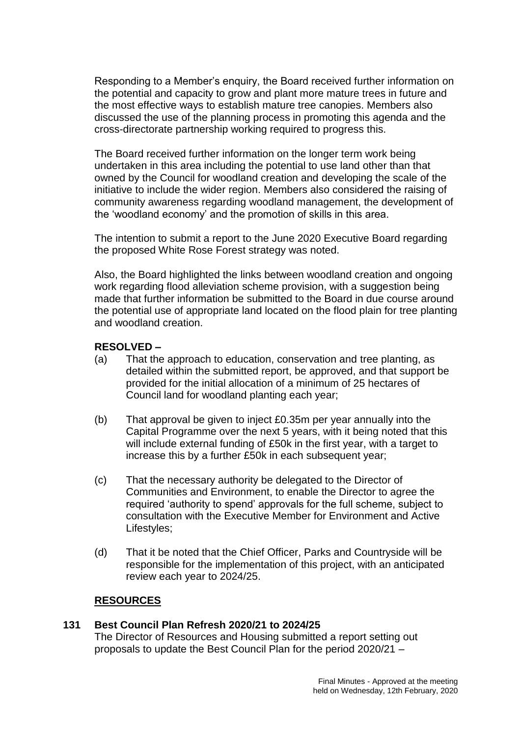Responding to a Member's enquiry, the Board received further information on the potential and capacity to grow and plant more mature trees in future and the most effective ways to establish mature tree canopies. Members also discussed the use of the planning process in promoting this agenda and the cross-directorate partnership working required to progress this.

The Board received further information on the longer term work being undertaken in this area including the potential to use land other than that owned by the Council for woodland creation and developing the scale of the initiative to include the wider region. Members also considered the raising of community awareness regarding woodland management, the development of the 'woodland economy' and the promotion of skills in this area.

The intention to submit a report to the June 2020 Executive Board regarding the proposed White Rose Forest strategy was noted.

Also, the Board highlighted the links between woodland creation and ongoing work regarding flood alleviation scheme provision, with a suggestion being made that further information be submitted to the Board in due course around the potential use of appropriate land located on the flood plain for tree planting and woodland creation.

**RESOLVED –**

(a) That the approach to education, conservation and tree planting, as detailed within the submitted report, be approved, and that support be provided for the initial allocation of a minimum of 25 hectares of Council land for woodland planting each year;

(b) That approval be given to inject £0.35m per year annually into the Capital Programme over the next 5 years, with it being noted that this will include external funding of £50k in the first year, with a target to increase this by a further £50k in each subsequent year;

(c) That the necessary authority be delegated to the Director of Communities and Environment, to enable the Director to agree the required 'authority to spend' approvals for the full scheme, subject to consultation with the Executive Member for Environment and Active Lifestyles;

(d) That it be noted that the Chief Officer, Parks and Countryside will be responsible for the implementation of this project, with an anticipated review each year to 2024/25.

## RESOURCES

### 131 Best Council Plan Refresh 2020/21 to 2024/25

The Director of Resources and Housing submitted a report setting out proposals to update the Best Council Plan for the period 2020/21 –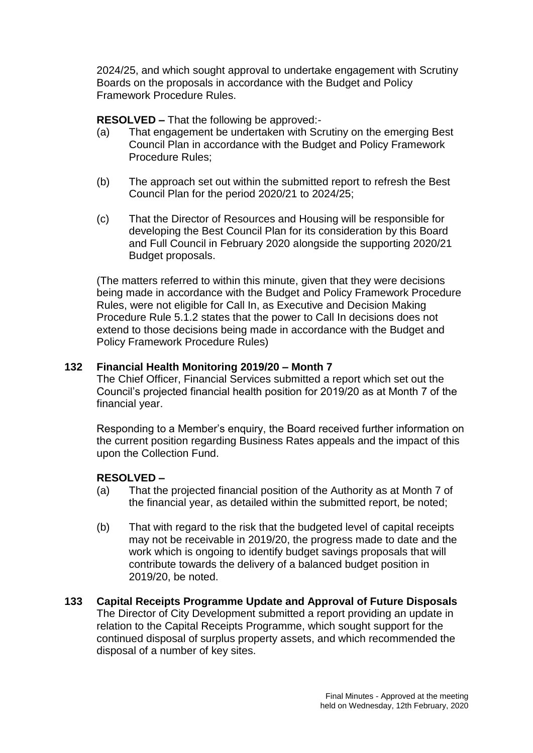2024/25, and which sought approval to undertake engagement with Scrutiny Boards on the proposals in accordance with the Budget and Policy Framework Procedure Rules.

**RESOLVED –** That the following be approved:-

(a) That engagement be undertaken with Scrutiny on the emerging Best Council Plan in accordance with the Budget and Policy Framework Procedure Rules;

(b) The approach set out within the submitted report to refresh the Best Council Plan for the period 2020/21 to 2024/25;

(c) That the Director of Resources and Housing will be responsible for developing the Best Council Plan for its consideration by this Board and Full Council in February 2020 alongside the supporting 2020/21 Budget proposals.

(The matters referred to within this minute, given that they were decisions being made in accordance with the Budget and Policy Framework Procedure Rules, were not eligible for Call In, as Executive and Decision Making Procedure Rule 5.1.2 states that the power to Call In decisions does not extend to those decisions being made in accordance with the Budget and Policy Framework Procedure Rules)

## 132 Financial Health Monitoring 2019/20 – Month 7

The Chief Officer, Financial Services submitted a report which set out the Council's projected financial health position for 2019/20 as at Month 7 of the financial year.

Responding to a Member's enquiry, the Board received further information on the current position regarding Business Rates appeals and the impact of this upon the Collection Fund.

**RESOLVED –**

(a) That the projected financial position of the Authority as at Month 7 of the financial year, as detailed within the submitted report, be noted;

(b) That with regard to the risk that the budgeted level of capital receipts may not be receivable in 2019/20, the progress made to date and the work which is ongoing to identify budget savings proposals that will contribute towards the delivery of a balanced budget position in 2019/20, be noted.

## 133 Capital Receipts Programme Update and Approval of Future Disposals

The Director of City Development submitted a report providing an update in relation to the Capital Receipts Programme, which sought support for the continued disposal of surplus property assets, and which recommended the disposal of a number of key sites.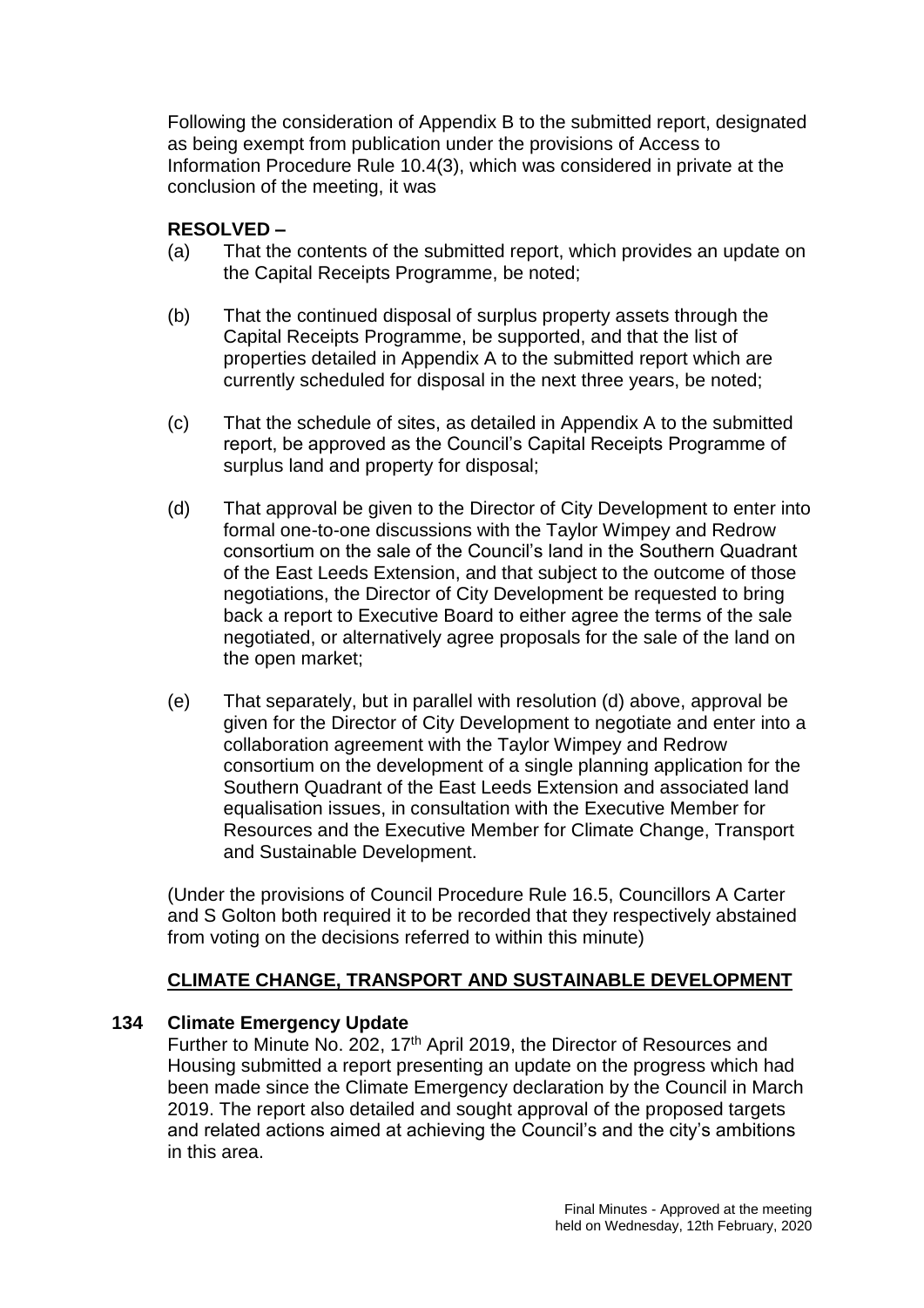Following the consideration of Appendix B to the submitted report, designated as being exempt from publication under the provisions of Access to Information Procedure Rule 10.4(3), which was considered in private at the conclusion of the meeting, it was

**RESOLVED –**

(a) That the contents of the submitted report, which provides an update on the Capital Receipts Programme, be noted;

(b) That the continued disposal of surplus property assets through the Capital Receipts Programme, be supported, and that the list of properties detailed in Appendix A to the submitted report which are currently scheduled for disposal in the next three years, be noted;

(c) That the schedule of sites, as detailed in Appendix A to the submitted report, be approved as the Council's Capital Receipts Programme of surplus land and property for disposal;

(d) That approval be given to the Director of City Development to enter into formal one-to-one discussions with the Taylor Wimpey and Redrow consortium on the sale of the Council's land in the Southern Quadrant of the East Leeds Extension, and that subject to the outcome of those negotiations, the Director of City Development be requested to bring back a report to Executive Board to either agree the terms of the sale negotiated, or alternatively agree proposals for the sale of the land on the open market;

(e) That separately, but in parallel with resolution (d) above, approval be given for the Director of City Development to negotiate and enter into a collaboration agreement with the Taylor Wimpey and Redrow consortium on the development of a single planning application for the Southern Quadrant of the East Leeds Extension and associated land equalisation issues, in consultation with the Executive Member for Resources and the Executive Member for Climate Change, Transport and Sustainable Development.

(Under the provisions of Council Procedure Rule 16.5, Councillors A Carter and S Golton both required it to be recorded that they respectively abstained from voting on the decisions referred to within this minute)

## CLIMATE CHANGE, TRANSPORT AND SUSTAINABLE DEVELOPMENT

### 134 Climate Emergency Update

Further to Minute No. 202, 17th April 2019, the Director of Resources and Housing submitted a report presenting an update on the progress which had been made since the Climate Emergency declaration by the Council in March 2019. The report also detailed and sought approval of the proposed targets and related actions aimed at achieving the Council's and the city's ambitions in this area.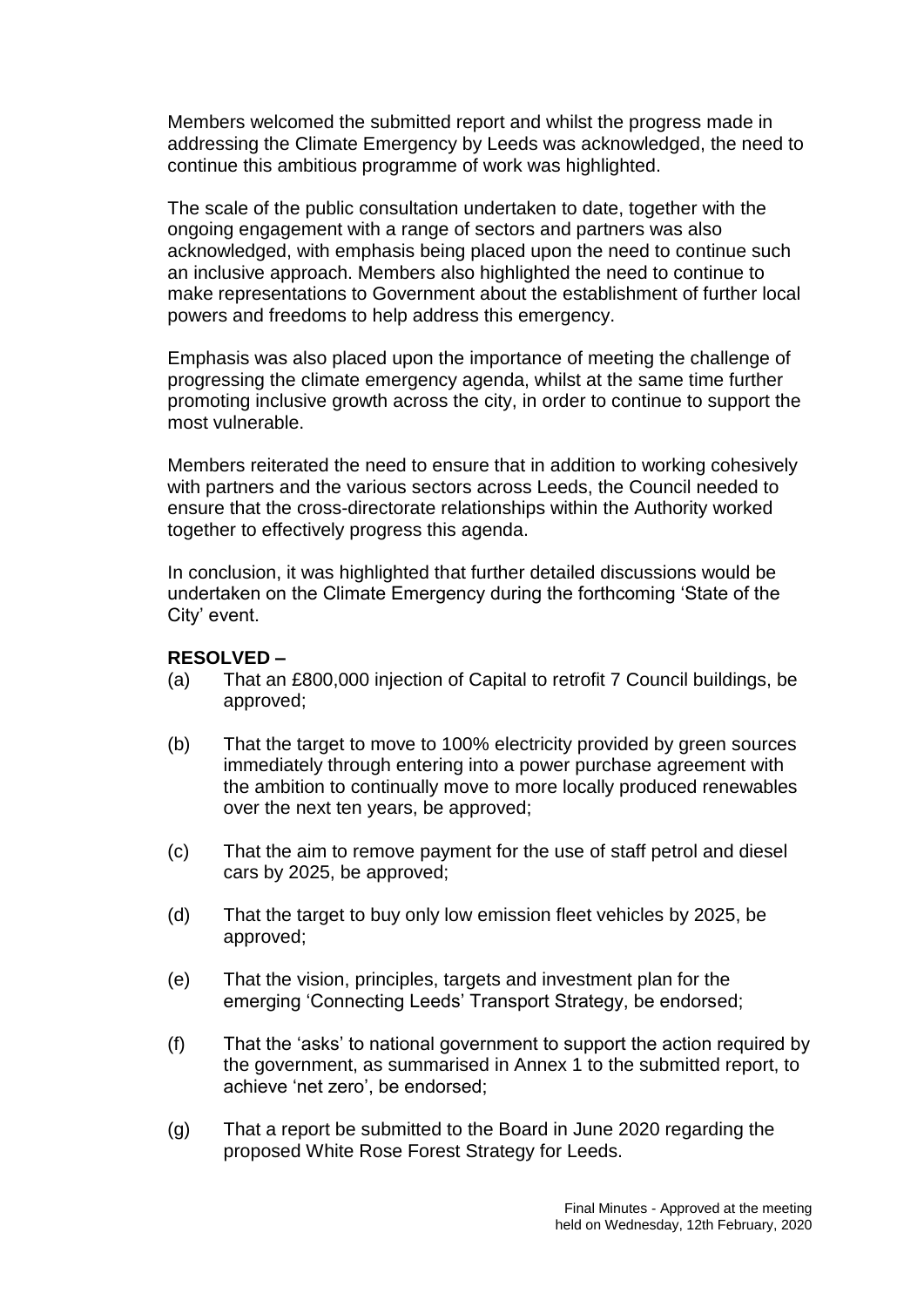Members welcomed the submitted report and whilst the progress made in addressing the Climate Emergency by Leeds was acknowledged, the need to continue this ambitious programme of work was highlighted.

The scale of the public consultation undertaken to date, together with the ongoing engagement with a range of sectors and partners was also acknowledged, with emphasis being placed upon the need to continue such an inclusive approach. Members also highlighted the need to continue to make representations to Government about the establishment of further local powers and freedoms to help address this emergency.

Emphasis was also placed upon the importance of meeting the challenge of progressing the climate emergency agenda, whilst at the same time further promoting inclusive growth across the city, in order to continue to support the most vulnerable.

Members reiterated the need to ensure that in addition to working cohesively with partners and the various sectors across Leeds, the Council needed to ensure that the cross-directorate relationships within the Authority worked together to effectively progress this agenda.

In conclusion, it was highlighted that further detailed discussions would be undertaken on the Climate Emergency during the forthcoming 'State of the City' event.

**RESOLVED –**

(a) That an £800,000 injection of Capital to retrofit 7 Council buildings, be approved;

(b) That the target to move to 100% electricity provided by green sources immediately through entering into a power purchase agreement with the ambition to continually move to more locally produced renewables over the next ten years, be approved;

(c) That the aim to remove payment for the use of staff petrol and diesel cars by 2025, be approved;

(d) That the target to buy only low emission fleet vehicles by 2025, be approved;

(e) That the vision, principles, targets and investment plan for the emerging 'Connecting Leeds' Transport Strategy, be endorsed;

(f) That the 'asks' to national government to support the action required by the government, as summarised in Annex 1 to the submitted report, to achieve 'net zero', be endorsed;

(g) That a report be submitted to the Board in June 2020 regarding the proposed White Rose Forest Strategy for Leeds.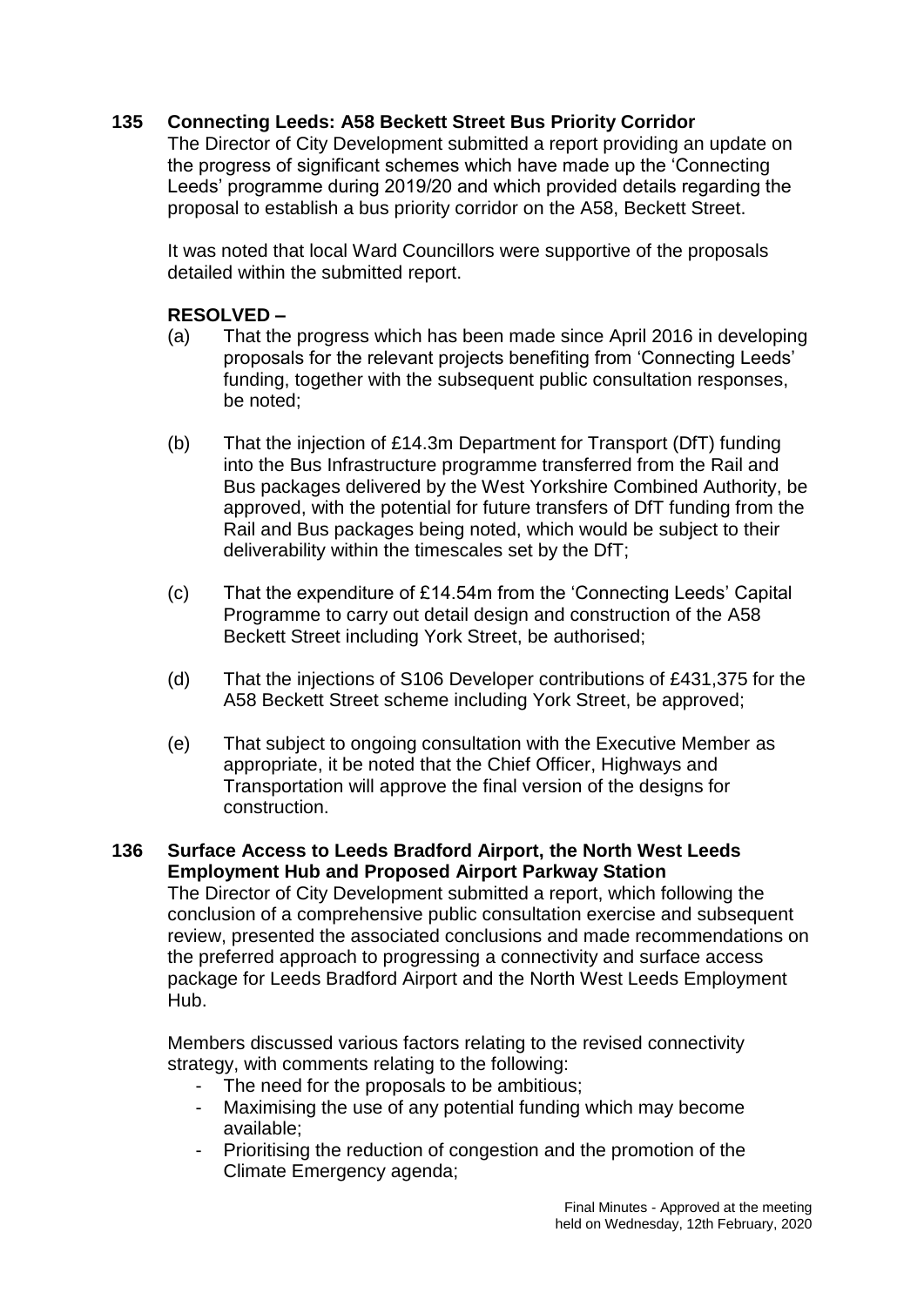**135 Connecting Leeds: A58 Beckett Street Bus Priority Corridor**

The Director of City Development submitted a report providing an update on the progress of significant schemes which have made up the 'Connecting Leeds' programme during 2019/20 and which provided details regarding the proposal to establish a bus priority corridor on the A58, Beckett Street.

It was noted that local Ward Councillors were supportive of the proposals detailed within the submitted report.

**RESOLVED –**

(a) That the progress which has been made since April 2016 in developing proposals for the relevant projects benefiting from 'Connecting Leeds' funding, together with the subsequent public consultation responses, be noted;

(b) That the injection of £14.3m Department for Transport (DfT) funding into the Bus Infrastructure programme transferred from the Rail and Bus packages delivered by the West Yorkshire Combined Authority, be approved, with the potential for future transfers of DfT funding from the Rail and Bus packages being noted, which would be subject to their deliverability within the timescales set by the DfT;

(c) That the expenditure of £14.54m from the 'Connecting Leeds' Capital Programme to carry out detail design and construction of the A58 Beckett Street including York Street, be authorised;

(d) That the injections of S106 Developer contributions of £431,375 for the A58 Beckett Street scheme including York Street, be approved;

(e) That subject to ongoing consultation with the Executive Member as appropriate, it be noted that the Chief Officer, Highways and Transportation will approve the final version of the designs for construction.

**136 Surface Access to Leeds Bradford Airport, the North West Leeds Employment Hub and Proposed Airport Parkway Station**

The Director of City Development submitted a report, which following the conclusion of a comprehensive public consultation exercise and subsequent review, presented the associated conclusions and made recommendations on the preferred approach to progressing a connectivity and surface access package for Leeds Bradford Airport and the North West Leeds Employment Hub.

Members discussed various factors relating to the revised connectivity strategy, with comments relating to the following:

- The need for the proposals to be ambitious;
- Maximising the use of any potential funding which may become available;
- Prioritising the reduction of congestion and the promotion of the Climate Emergency agenda;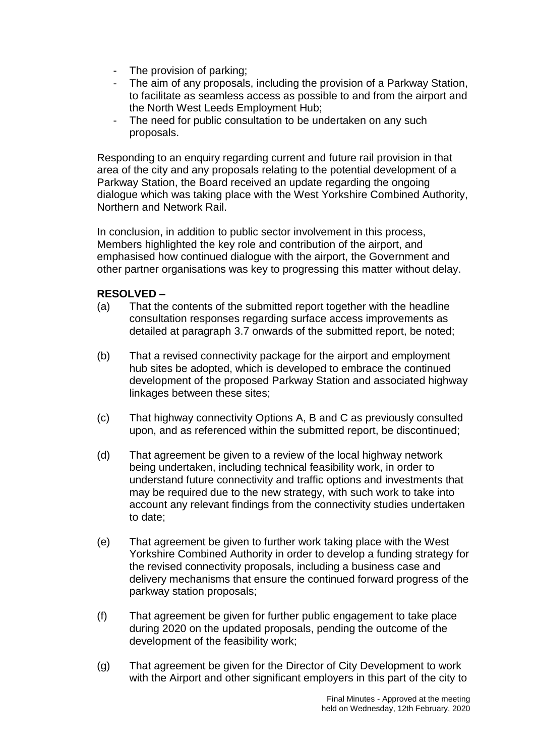- The provision of parking;
- The aim of any proposals, including the provision of a Parkway Station, to facilitate as seamless access as possible to and from the airport and the North West Leeds Employment Hub;
- The need for public consultation to be undertaken on any such proposals.

Responding to an enquiry regarding current and future rail provision in that area of the city and any proposals relating to the potential development of a Parkway Station, the Board received an update regarding the ongoing dialogue which was taking place with the West Yorkshire Combined Authority, Northern and Network Rail.

In conclusion, in addition to public sector involvement in this process, Members highlighted the key role and contribution of the airport, and emphasised how continued dialogue with the airport, the Government and other partner organisations was key to progressing this matter without delay.

**RESOLVED –**

(a) That the contents of the submitted report together with the headline consultation responses regarding surface access improvements as detailed at paragraph 3.7 onwards of the submitted report, be noted;

(b) That a revised connectivity package for the airport and employment hub sites be adopted, which is developed to embrace the continued development of the proposed Parkway Station and associated highway linkages between these sites;

(c) That highway connectivity Options A, B and C as previously consulted upon, and as referenced within the submitted report, be discontinued;

(d) That agreement be given to a review of the local highway network being undertaken, including technical feasibility work, in order to understand future connectivity and traffic options and investments that may be required due to the new strategy, with such work to take into account any relevant findings from the connectivity studies undertaken to date;

(e) That agreement be given to further work taking place with the West Yorkshire Combined Authority in order to develop a funding strategy for the revised connectivity proposals, including a business case and delivery mechanisms that ensure the continued forward progress of the parkway station proposals;

(f) That agreement be given for further public engagement to take place during 2020 on the updated proposals, pending the outcome of the development of the feasibility work;

(g) That agreement be given for the Director of City Development to work with the Airport and other significant employers in this part of the city to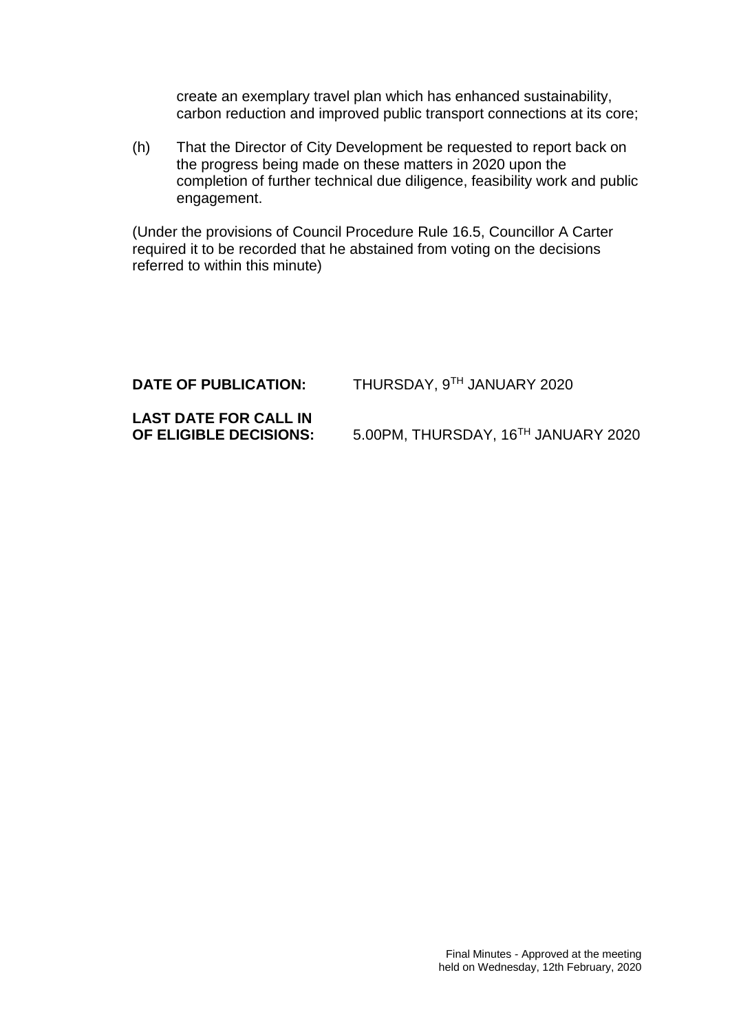create an exemplary travel plan which has enhanced sustainability, carbon reduction and improved public transport connections at its core;

(h) That the Director of City Development be requested to report back on the progress being made on these matters in 2020 upon the completion of further technical due diligence, feasibility work and public engagement.

(Under the provisions of Council Procedure Rule 16.5, Councillor A Carter required it to be recorded that he abstained from voting on the decisions referred to within this minute)

**DATE OF PUBLICATION:** THURSDAY, 9TH JANUARY 2020

**LAST DATE FOR CALL IN OF ELIGIBLE DECISIONS:** 5.00PM, THURSDAY, 16TH JANUARY 2020

Final Minutes - Approved at the meeting held on Wednesday, 12th February, 2020